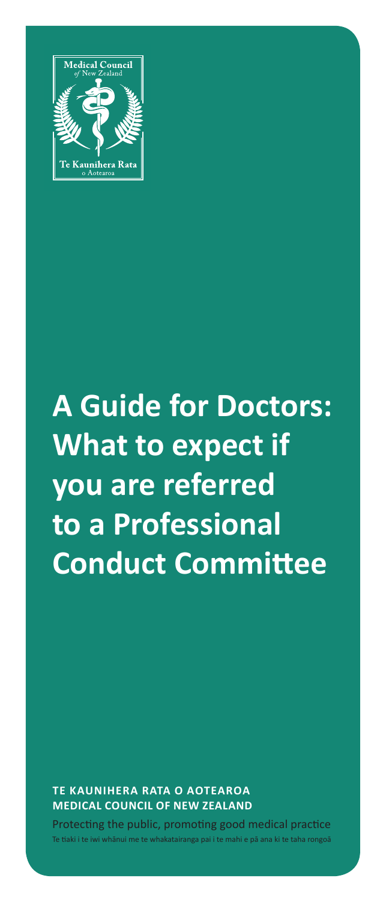Medical Council *of* New Zealand

Te Kaunihera Rata o Aotearoa

# A Guide for Doctors: What to expect if you are referred to a Professional Conduct Committee

**TE KAUNIHERA RATA O AOTEAROA**
**MEDICAL COUNCIL OF NEW ZEALAND**

Protecting the public, promoting good medical practice

Te tiaki i te iwi whānui me te whakatairanga pai i te mahi e pā ana ki te taha rongoā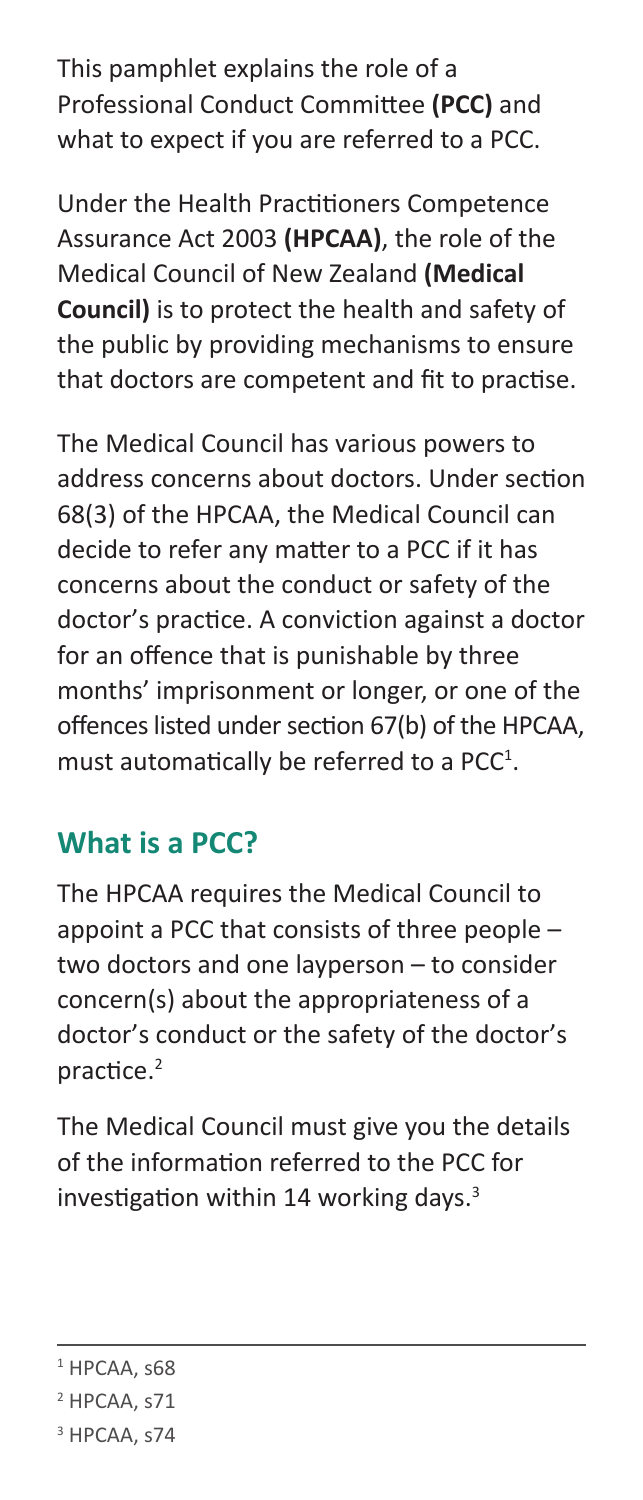This pamphlet explains the role of a Professional Conduct Committee **(PCC)** and what to expect if you are referred to a PCC.

Under the Health Practitioners Competence Assurance Act 2003 **(HPCAA)**, the role of the Medical Council of New Zealand **(Medical Council)** is to protect the health and safety of the public by providing mechanisms to ensure that doctors are competent and fit to practise.

The Medical Council has various powers to address concerns about doctors. Under section 68(3) of the HPCAA, the Medical Council can decide to refer any matter to a PCC if it has concerns about the conduct or safety of the doctor's practice. A conviction against a doctor for an offence that is punishable by three months' imprisonment or longer, or one of the offences listed under section 67(b) of the HPCAA, must automatically be referred to a PCC[1].

## What is a PCC?

The HPCAA requires the Medical Council to appoint a PCC that consists of three people – two doctors and one layperson – to consider concern(s) about the appropriateness of a doctor's conduct or the safety of the doctor's practice.[2]

The Medical Council must give you the details of the information referred to the PCC for investigation within 14 working days.[3]

---

[1] HPCAA, s68

[2] HPCAA, s71

[3] HPCAA, s74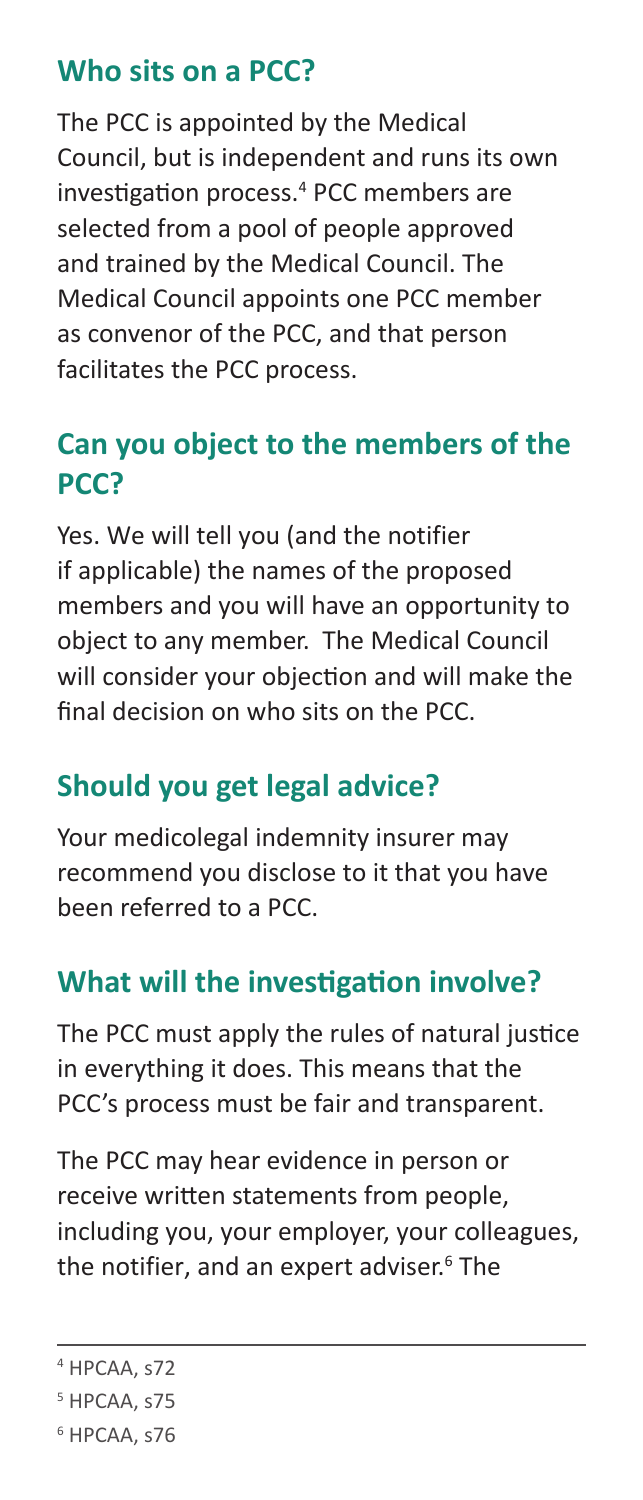## Who sits on a PCC?

The PCC is appointed by the Medical Council, but is independent and runs its own investigation process.[4] PCC members are selected from a pool of people approved and trained by the Medical Council. The Medical Council appoints one PCC member as convenor of the PCC, and that person facilitates the PCC process.

## Can you object to the members of the PCC?

Yes. We will tell you (and the notifier if applicable) the names of the proposed members and you will have an opportunity to object to any member. The Medical Council will consider your objection and will make the final decision on who sits on the PCC.

## Should you get legal advice?

Your medicolegal indemnity insurer may recommend you disclose to it that you have been referred to a PCC.

## What will the investigation involve?

The PCC must apply the rules of natural justice in everything it does. This means that the PCC's process must be fair and transparent.

The PCC may hear evidence in person or receive written statements from people, including you, your employer, your colleagues, the notifier, and an expert adviser.[6] The

---

[4] HPCAA, s72

[5] HPCAA, s75

[6] HPCAA, s76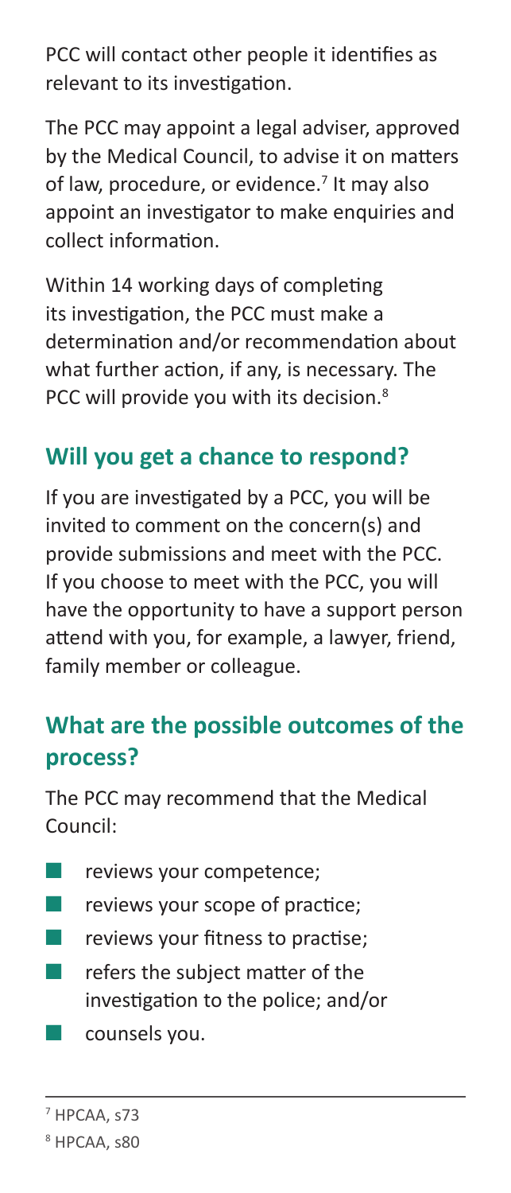PCC will contact other people it identifies as relevant to its investigation.

The PCC may appoint a legal adviser, approved by the Medical Council, to advise it on matters of law, procedure, or evidence.[7] It may also appoint an investigator to make enquiries and collect information.

Within 14 working days of completing its investigation, the PCC must make a determination and/or recommendation about what further action, if any, is necessary. The PCC will provide you with its decision.[8]

## Will you get a chance to respond?

If you are investigated by a PCC, you will be invited to comment on the concern(s) and provide submissions and meet with the PCC. If you choose to meet with the PCC, you will have the opportunity to have a support person attend with you, for example, a lawyer, friend, family member or colleague.

## What are the possible outcomes of the process?

The PCC may recommend that the Medical Council:

- reviews your competence;
- reviews your scope of practice;
- reviews your fitness to practise;
- refers the subject matter of the investigation to the police; and/or
- counsels you.

---

[7] HPCAA, s73

[8] HPCAA, s80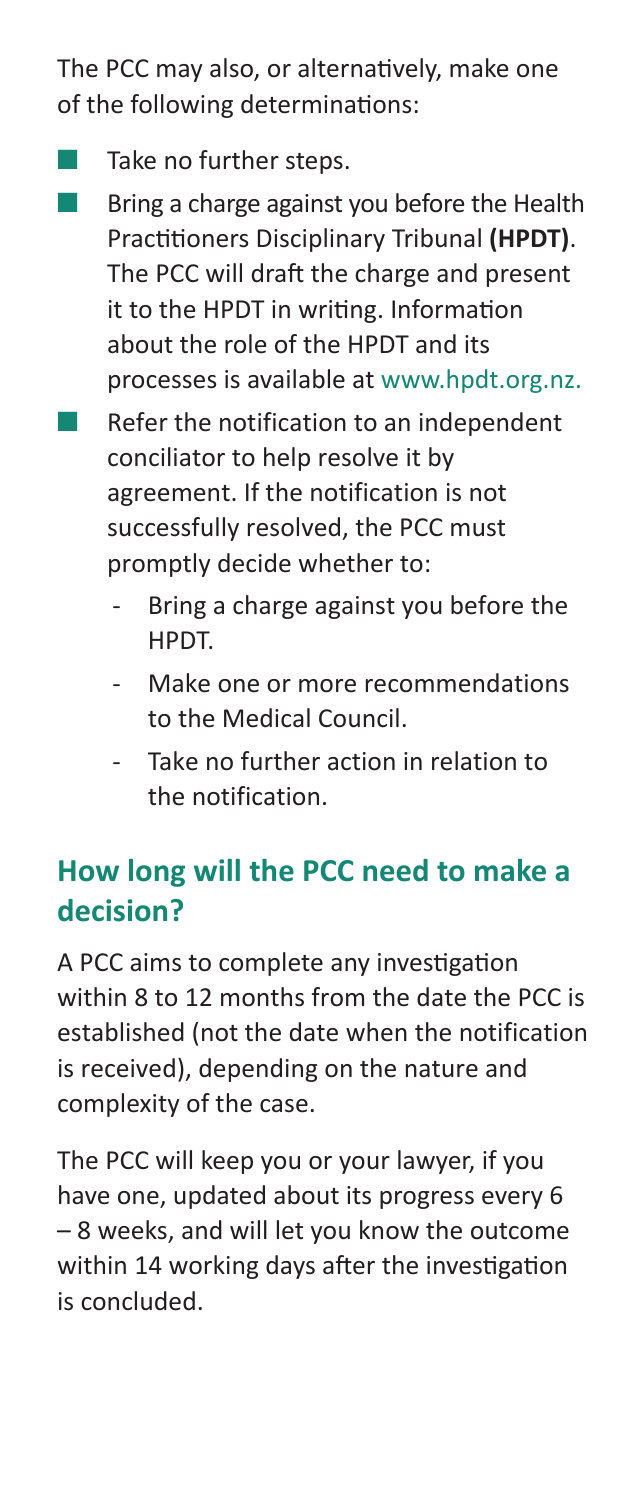The PCC may also, or alternatively, make one of the following determinations:

- Take no further steps.
- Bring a charge against you before the Health Practitioners Disciplinary Tribunal **(HPDT)**. The PCC will draft the charge and present it to the HPDT in writing. Information about the role of the HPDT and its processes is available at www.hpdt.org.nz.
- Refer the notification to an independent conciliator to help resolve it by agreement. If the notification is not successfully resolved, the PCC must promptly decide whether to:
  - Bring a charge against you before the HPDT.
  - Make one or more recommendations to the Medical Council.
  - Take no further action in relation to the notification.

## How long will the PCC need to make a decision?

A PCC aims to complete any investigation within 8 to 12 months from the date the PCC is established (not the date when the notification is received), depending on the nature and complexity of the case.

The PCC will keep you or your lawyer, if you have one, updated about its progress every 6 – 8 weeks, and will let you know the outcome within 14 working days after the investigation is concluded.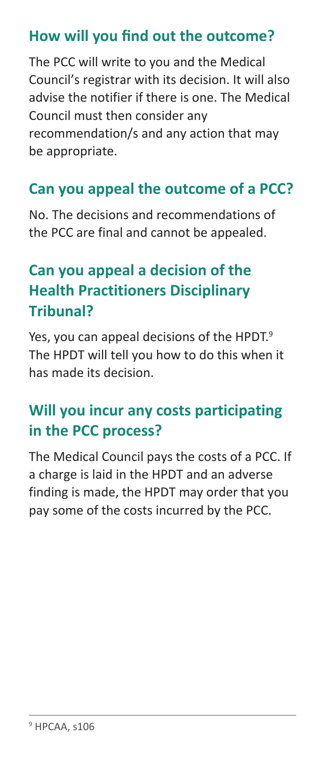## How will you find out the outcome?

The PCC will write to you and the Medical Council's registrar with its decision. It will also advise the notifier if there is one. The Medical Council must then consider any recommendation/s and any action that may be appropriate.

## Can you appeal the outcome of a PCC?

No. The decisions and recommendations of the PCC are final and cannot be appealed.

## Can you appeal a decision of the Health Practitioners Disciplinary Tribunal?

Yes, you can appeal decisions of the HPDT.[9] The HPDT will tell you how to do this when it has made its decision.

## Will you incur any costs participating in the PCC process?

The Medical Council pays the costs of a PCC. If a charge is laid in the HPDT and an adverse finding is made, the HPDT may order that you pay some of the costs incurred by the PCC.

---

[9] HPCAA, s106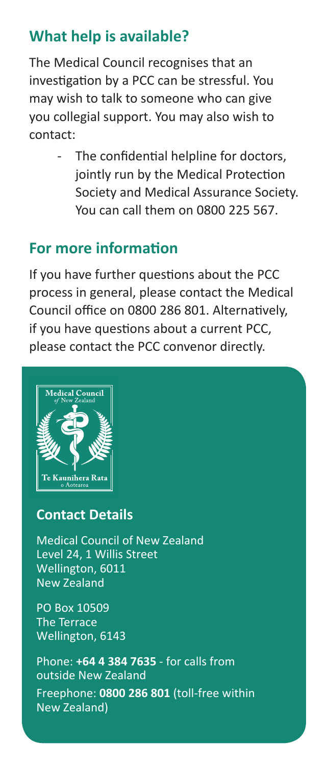## What help is available?

The Medical Council recognises that an investigation by a PCC can be stressful. You may wish to talk to someone who can give you collegial support. You may also wish to contact:

- The confidential helpline for doctors, jointly run by the Medical Protection Society and Medical Assurance Society. You can call them on 0800 225 567.

## For more information

If you have further questions about the PCC process in general, please contact the Medical Council office on 0800 286 801. Alternatively, if you have questions about a current PCC, please contact the PCC convenor directly.

Medical Council of New Zealand

Te Kaunihera Rata o Aotearoa

### Contact Details

Medical Council of New Zealand
Level 24, 1 Willis Street
Wellington, 6011
New Zealand

PO Box 10509
The Terrace
Wellington, 6143

Phone: **+64 4 384 7635** - for calls from outside New Zealand

Freephone: **0800 286 801** (toll-free within New Zealand)